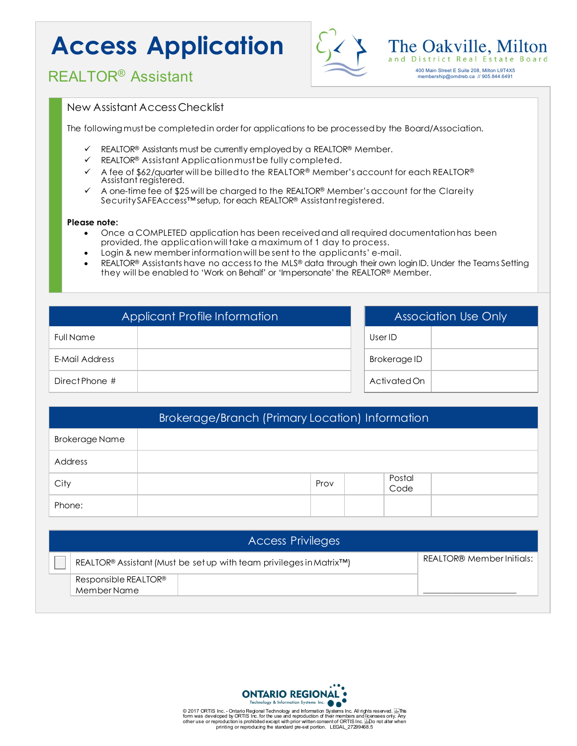# Access Application

## REALTOR® Assistant

The Oakville, Milton and District Real Estate Board

400 Main Street E Suite 208, Milton L9T4X5
membership@omdreb.ca // 905.844.6491

### New Assistant Access Checklist

The following must be completed in order for applications to be processed by the Board/Association.

- ✓ REALTOR® Assistants must be currently employed by a REALTOR® Member.
- ✓ REALTOR® Assistant Application must be fully completed.
- ✓ A fee of $62/quarter will be billed to the REALTOR® Member's account for each REALTOR® Assistant registered.
- ✓ A one-time fee of $25 will be charged to the REALTOR® Member's account for the Clareity Security SAFEAccess™ setup, for each REALTOR® Assistant registered.

**Please note:**

- Once a COMPLETED application has been received and all required documentation has been provided, the application will take a maximum of 1 day to process.
- Login & new member information will be sent to the applicants' e-mail.
- REALTOR® Assistants have no access to the MLS® data through their own login ID. Under the Teams Setting they will be enabled to 'Work on Behalf' or 'Impersonate' the REALTOR® Member.

| Applicant Profile Information | |
|---|---|
| Full Name | |
| E-Mail Address | |
| Direct Phone # | |

| Association Use Only | |
|---|---|
| User ID | |
| Brokerage ID | |
| Activated On | |

| Brokerage/Branch (Primary Location) Information | | | | | |
|---|---|---|---|---|---|
| Brokerage Name | | | | | |
| Address | | | | | |
| City | | Prov | | Postal Code | |
| Phone: | | | | | |

| Access Privileges | | | |
|---|---|---|---|
| ☐ | REALTOR® Assistant (Must be set up with team privileges in Matrix™) | | REALTOR® Member Initials: |
| | Responsible REALTOR® Member Name | | ____________________ |

ONTARIO REGIONAL Technology & Information Systems Inc.

© 2017 ORTIS Inc. - Ontario Regional Technology and Information Systems Inc. All rights reserved. This form was developed by ORTIS Inc. for the use and reproduction of their members and licensees only. Any other use or reproduction is prohibited except with prior written consent of ORTIS Inc. Do not alter when printing or reproducing the standard pre-set portion. LEGAL_27299468.5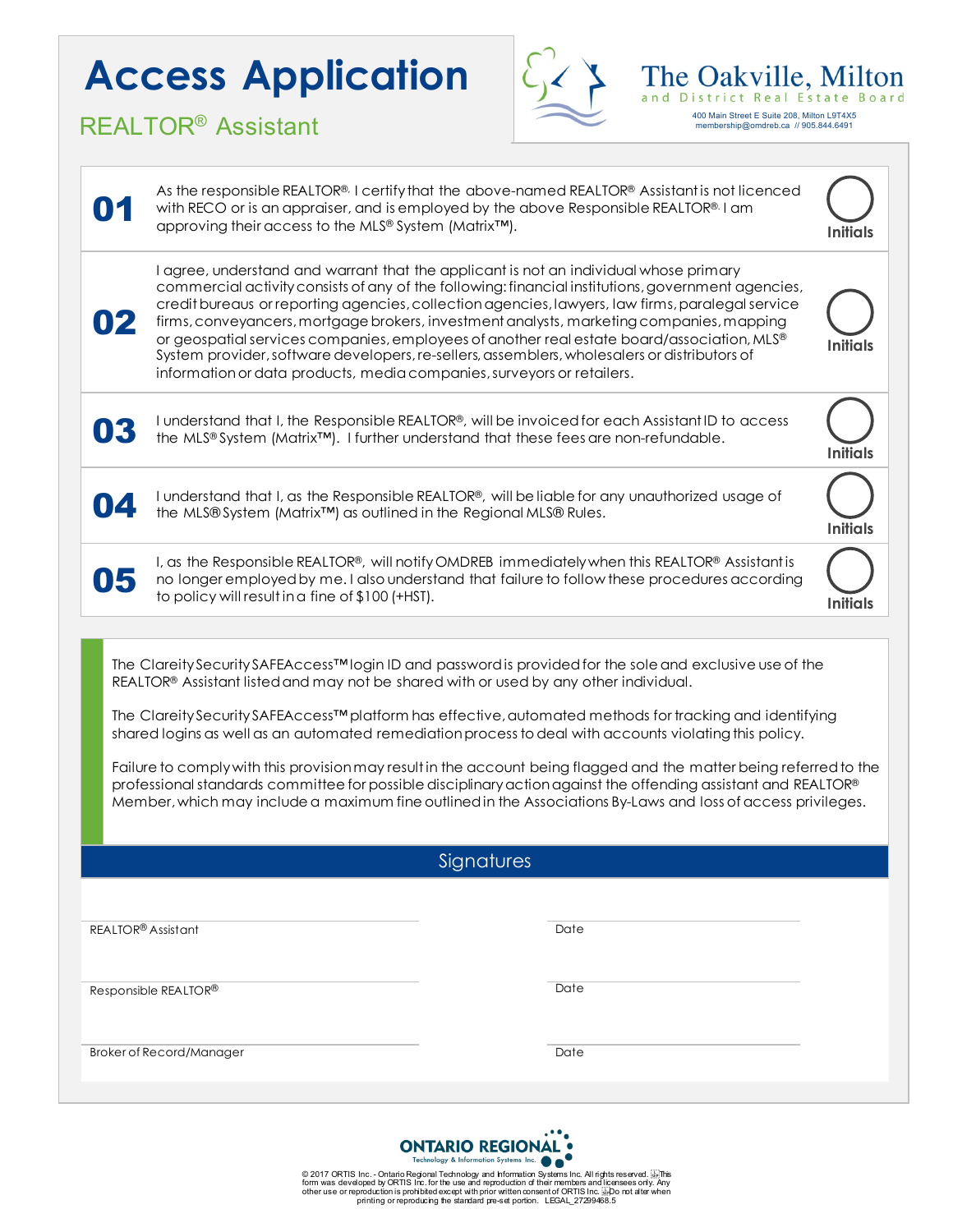# Access Application

## REALTOR® Assistant

The Oakville, Milton
and District Real Estate Board
400 Main Street E Suite 208, Milton L9T4X5
membership@omdreb.ca // 905.844.6491

| | | |
|---|---|---|
| **01** | As the responsible REALTOR®, I certify that the above-named REALTOR® Assistant is not licenced with RECO or is an appraiser, and is employed by the above Responsible REALTOR®. I am approving their access to the MLS® System (Matrix™). | Initials |
| **02** | I agree, understand and warrant that the applicant is not an individual whose primary commercial activity consists of any of the following: financial institutions, government agencies, credit bureaus or reporting agencies, collection agencies, lawyers, law firms, paralegal service firms, conveyancers, mortgage brokers, investment analysts, marketing companies, mapping or geospatial services companies, employees of another real estate board/association, MLS® System provider, software developers, re-sellers, assemblers, wholesalers or distributors of information or data products, media companies, surveyors or retailers. | Initials |
| **03** | I understand that I, the Responsible REALTOR®, will be invoiced for each Assistant ID to access the MLS® System (Matrix™). I further understand that these fees are non-refundable. | Initials |
| **04** | I understand that I, as the Responsible REALTOR®, will be liable for any unauthorized usage of the MLS® System (Matrix™) as outlined in the Regional MLS® Rules. | Initials |
| **05** | I, as the Responsible REALTOR®, will notify OMDREB immediately when this REALTOR® Assistant is no longer employed by me. I also understand that failure to follow these procedures according to policy will result in a fine of $100 (+HST). | Initials |

The Clareity Security SAFEAccess™ login ID and password is provided for the sole and exclusive use of the REALTOR® Assistant listed and may not be shared with or used by any other individual.

The Clareity Security SAFEAccess™ platform has effective, automated methods for tracking and identifying shared logins as well as an automated remediation process to deal with accounts violating this policy.

Failure to comply with this provision may result in the account being flagged and the matter being referred to the professional standards committee for possible disciplinary action against the offending assistant and REALTOR® Member, which may include a maximum fine outlined in the Associations By-Laws and loss of access privileges.

## Signatures

REALTOR® Assistant ______________________ Date ______________________

Responsible REALTOR® ______________________ Date ______________________

Broker of Record/Manager ______________________ Date ______________________

ONTARIO REGIONAL
Technology & Information Systems Inc.

© 2017 ORTIS Inc. - Ontario Regional Technology and Information Systems Inc. All rights reserved. This form was developed by ORTIS Inc. for the use and reproduction of their members and licensees only. Any other use or reproduction is prohibited except with prior written consent of ORTIS Inc. Do not alter when printing or reproducing the standard pre-set portion. LEGAL_27299468.5